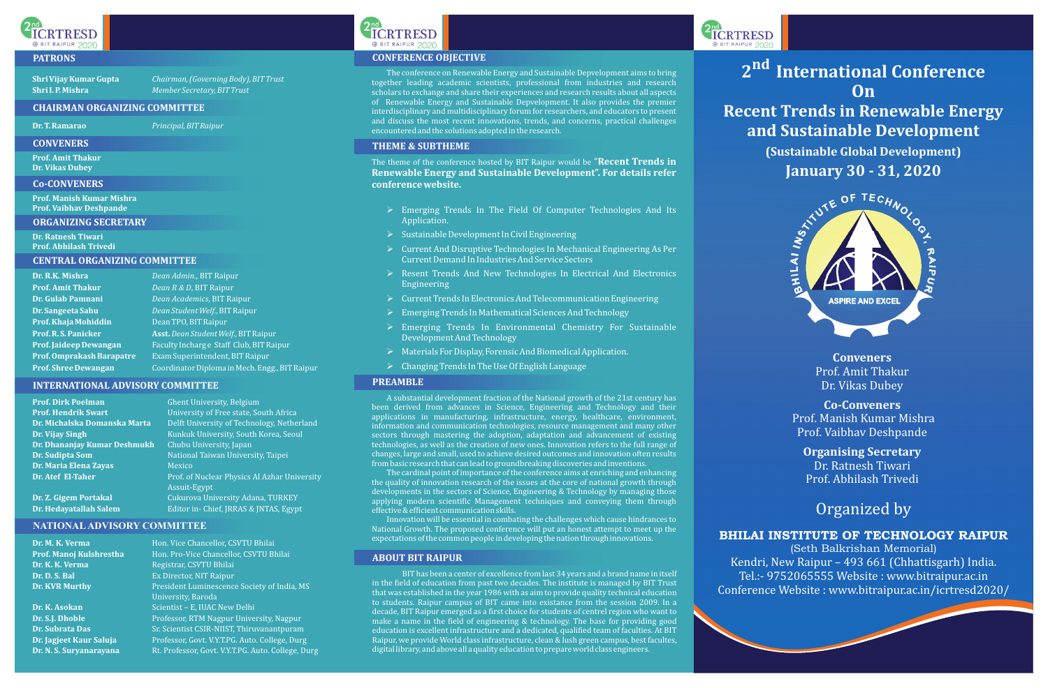## PATRONS

| | |
|---|---|
| **Shri Vijay Kumar Gupta** | *Chairman, (Governing Body), BIT Trust* |
| **Shri I. P. Mishra** | *Member Secretary, BIT Trust* |

## CHAIRMAN ORGANIZING COMMITTEE

| | |
|---|---|
| **Dr. T. Ramarao** | *Principal, BIT Raipur* |

## CONVENERS

**Prof. Amit Thakur**
**Dr. Vikas Dubey**

## Co-CONVENERS

**Prof. Manish Kumar Mishra**
**Prof. Vaibhav Deshpande**

## ORGANIZING SECRETARY

**Dr. Ratnesh Tiwari**
**Prof. Abhilash Trivedi**

## CENTRAL ORGANIZING COMMITTEE

| | |
|---|---|
| **Dr. R.K. Mishra** | *Dean Admin.*, BIT Raipur |
| **Prof. Amit Thakur** | *Dean R & D*, BIT Raipur |
| **Dr. Gulab Pamnani** | *Dean Academics*, BIT Raipur |
| **Dr. Sangeeta Sahu** | *Dean Student Welf.*, BIT Raipur |
| **Prof. Khaja Mohiddin** | Dean TPO, BIT Raipur |
| **Prof. R. S. Panicker** | **Asst.** *Dean Student Welf.*, BIT Raipur |
| **Prof. Jaideep Dewangan** | Faculty Incharge Staff Club, BIT Raipur |
| **Prof. Omprakash Barapatre** | Exam Superintendent, BIT Raipur |
| **Prof. Shree Dewangan** | Coordinator Diploma in Mech. Engg., BIT Raipur |

## INTERNATIONAL ADVISORY COMMITTEE

| | |
|---|---|
| **Prof. Dirk Poelman** | Ghent University, Belgium |
| **Prof. Hendrik Swart** | University of Free state, South Africa |
| **Dr. Michalska Domanska Marta** | Delft University of Technology, Netherland |
| **Dr. Vijay Singh** | Kunkuk University, South Korea, Seoul |
| **Dr. Dhananjay Kumar Deshmukh** | Chubu University, Japan |
| **Dr. Sudipta Som** | National Taiwan University, Taipei |
| **Dr. Maria Elena Zayas** | Mexico |
| **Dr. Atef El-Taher** | Prof. of Nuclear Physics Al Azhar University Assuit-Egypt |
| **Dr. Z. Gigem Portakal** | Cukurova University Adana, TURKEY |
| **Dr. Hedayatallah Salem** | Editor in- Chief, JRRAS & JNTAS, Egypt |

## NATIONAL ADVISORY COMMITTEE

| | |
|---|---|
| **Dr. M. K. Verma** | Hon. Vice Chancellor, CSVTU Bhilai |
| **Prof. Manoj Kulshrestha** | Hon. Pro-Vice Chancellor, CSVTU Bhilai |
| **Dr. K. K. Verma** | Registrar, CSVTU Bhilai |
| **Dr. D. S. Bal** | Ex Director, NIT Raipur |
| **Dr. KVR Murthy** | President Luminescence Society of India, MS University, Baroda |
| **Dr. K. Asokan** | Scientist – E, IUAC New Delhi |
| **Dr. S.J. Dhoble** | Professor, RTM Nagpur University, Nagpur |
| **Dr. Subrata Das** | Sr. Scientist CSIR-NIIST, Thiruvananthpuram |
| **Dr. Jagjeet Kaur Saluja** | Professor, Govt. V.Y.T.PG. Auto. College, Durg |
| **Dr. N. S. Suryanarayana** | Rt. Professor, Govt. V.Y.T.PG. Auto. College, Durg |

## CONFERENCE OBJECTIVE

The conference on Renewable Energy and Sustainable Depvelopment aims to bring together leading academic scientists, professional from industries and research scholars to exchange and share their experiences and research results about all aspects of Renewable Energy and Sustainable Depvelopment. It also provides the premier interdisciplinary and multidisciplinary forum for researchers, and educators to present and discuss the most recent innovations, trends, and concerns, practical challenges encountered and the solutions adopted in the research.

## THEME & SUBTHEME

The theme of the conference hosted by BIT Raipur would be "**Recent Trends in Renewable Energy and Sustainable Development". For details refer conference website.**

- Emerging Trends In The Field Of Computer Technologies And Its Application.
- Sustainable Development In Civil Engineering
- Current And Disruptive Technologies In Mechanical Engineering As Per Current Demand In Industries And Service Sectors
- Resent Trends And New Technologies In Electrical And Electronics Engineering
- Current Trends In Electronics And Telecommunication Engineering
- Emerging Trends In Mathematical Sciences And Technology
- Emerging Trends In Environmental Chemistry For Sustainable Development And Technology
- Materials For Display, Forensic And Biomedical Application.
- Changing Trends In The Use Of English Language

## PREAMBLE

A substantial development fraction of the National growth of the 21st century has been derived from advances in Science, Engineering and Technology and their applications in manufacturing, infrastructure, energy, healthcare, environment, information and communication technologies, resource management and many other sectors through mastering the adoption, adaptation and advancement of existing technologies, as well as the creation of new ones. Innovation refers to the full range of changes, large and small, used to achieve desired outcomes and innovation often results from basic research that can lead to groundbreaking discoveries and inventions.

The cardinal point of importance of the conference aims at enriching and enhancing the quality of innovation research of the issues at the core of national growth through developments in the sectors of Science, Engineering & Technology by managing those applying modern scientific Management techniques and conveying them through effective & efficient communication skills.

Innovation will be essential in combating the challenges which cause hindrances to National Growth. The proposed conference will put an honest attempt to meet up the expectations of the common people in developing the nation through innovations.

## ABOUT BIT RAIPUR

BIT has been a center of excellence from last 34 years and a brand name in itself in the field of education from past two decades. The institute is managed by BIT Trust that was established in the year 1986 with as aim to provide quality technical education to students. Raipur campus of BIT came into existance from the session 2009. In a decade, BIT Raipur emerged as a first choice for students of centrel region who want to make a name in the field of engineering & technology. The base for providing good education is excellent infrastructure and a dedicated, qualified team of faculties. At BIT Raipur, we provide World class infrastructure, clean & lush green campus, best facultes, digital library, and above all a quality education to prepare world class engineers.

# 2nd International Conference On Recent Trends in Renewable Energy and Sustainable Development

**(Sustainable Global Development)**

**January 30 - 31, 2020**

BHILAI INSTITUTE OF TECHNOLOGY, RAIPUR — ASPIRE AND EXCEL

**Conveners**
Prof. Amit Thakur
Dr. Vikas Dubey

**Co-Conveners**
Prof. Manish Kumar Mishra
Prof. Vaibhav Deshpande

**Organising Secretary**
Dr. Ratnesh Tiwari
Prof. Abhilash Trivedi

Organized by

**BHILAI INSTITUTE OF TECHNOLOGY RAIPUR**
(Seth Balkrishan Memorial)
Kendri, New Raipur – 493 661 (Chhattisgarh) India.
Tel.:- 9752065555 Website : www.bitraipur.ac.in
Conference Website : www.bitraipur.ac.in/icrtresd2020/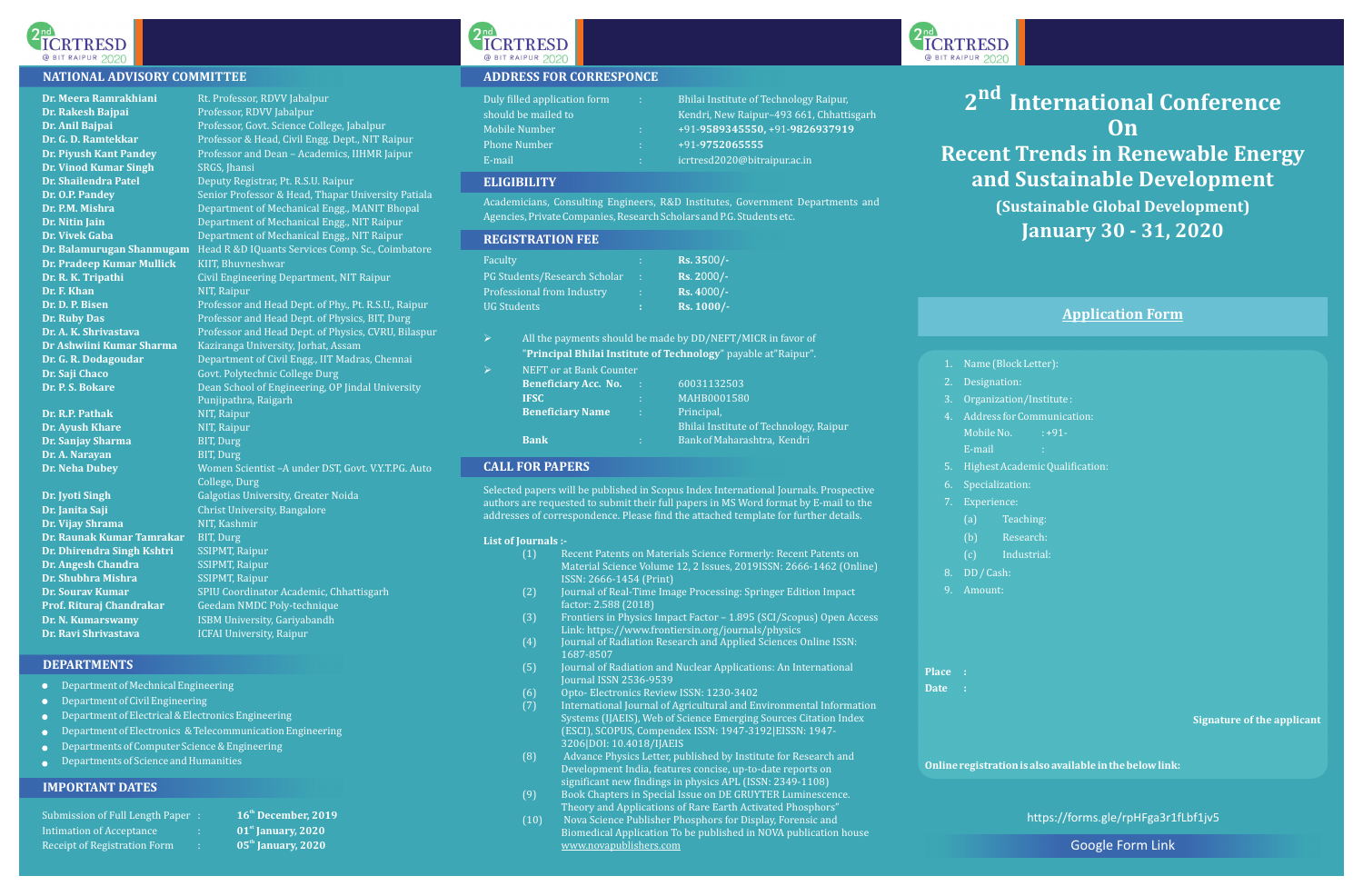## NATIONAL ADVISORY COMMITTEE

| | |
|---|---|
| **Dr. Meera Ramrakhiani** | Rt. Professor, RDVV Jabalpur |
| **Dr. Rakesh Bajpai** | Professor, RDVV Jabalpur |
| **Dr. Anil Bajpai** | Professor, Govt. Science College, Jabalpur |
| **Dr. G. D. Ramtekkar** | Professor & Head, Civil Engg. Dept., NIT Raipur |
| **Dr. Piyush Kant Pandey** | Professor and Dean – Academics, IIHMR Jaipur |
| **Dr. Vinod Kumar Singh** | SRGS, Jhansi |
| **Dr. Shailendra Patel** | Deputy Registrar, Pt. R.S.U. Raipur |
| **Dr. O.P. Pandey** | Senior Professor & Head, Thapar University Patiala |
| **Dr. P.M. Mishra** | Department of Mechanical Engg., MANIT Bhopal |
| **Dr. Nitin Jain** | Department of Mechanical Engg., NIT Raipur |
| **Dr. Vivek Gaba** | Department of Mechanical Engg., NIT Raipur |
| **Dr. Balamurugan Shanmugam** | Head R &D IQuants Services Comp. Sc., Coimbatore |
| **Dr. Pradeep Kumar Mullick** | KIIT, Bhuvneshwar |
| **Dr. R. K. Tripathi** | Civil Engineering Department, NIT Raipur |
| **Dr. F. Khan** | NIT, Raipur |
| **Dr. D. P. Bisen** | Professor and Head Dept. of Phy., Pt. R.S.U., Raipur |
| **Dr. Ruby Das** | Professor and Head Dept. of Physics, BIT, Durg |
| **Dr. A. K. Shrivastava** | Professor and Head Dept. of Physics, CVRU, Bilaspur |
| **Dr Ashwiini Kumar Sharma** | Kaziranga University, Jorhat, Assam |
| **Dr. G. R. Dodagoudar** | Department of Civil Engg., IIT Madras, Chennai |
| **Dr. Saji Chaco** | Govt. Polytechnic College Durg |
| **Dr. P. S. Bokare** | Dean School of Engineering, OP Jindal University Punjipathra, Raigarh |
| **Dr. R.P. Pathak** | NIT, Raipur |
| **Dr. Ayush Khare** | NIT, Raipur |
| **Dr. Sanjay Sharma** | BIT, Durg |
| **Dr. A. Narayan** | BIT, Durg |
| **Dr. Neha Dubey** | Women Scientist –A under DST, Govt. V.Y.T.PG. Auto College, Durg |
| **Dr. Jyoti Singh** | Galgotias University, Greater Noida |
| **Dr. Janita Saji** | Christ University, Bangalore |
| **Dr. Vijay Shrama** | NIT, Kashmir |
| **Dr. Raunak Kumar Tamrakar** | BIT, Durg |
| **Dr. Dhirendra Singh Kshtri** | SSIPMT, Raipur |
| **Dr. Angesh Chandra** | SSIPMT, Raipur |
| **Dr. Shubhra Mishra** | SSIPMT, Raipur |
| **Dr. Sourav Kumar** | SPIU Coordinator Academic, Chhattisgarh |
| **Prof. Rituraj Chandrakar** | Geedam NMDC Poly-technique |
| **Dr. N. Kumarswamy** | ISBM University, Gariyabandh |
| **Dr. Ravi Shrivastava** | ICFAI University, Raipur |

## DEPARTMENTS

- Department of Mechnical Engineering
- Department of Civil Engineering
- Department of Electrical & Electronics Engineering
- Department of Electronics & Telecommunication Engineering
- Departments of Computer Science & Engineering
- Departments of Science and Humanities

## IMPORTANT DATES

| | | |
|---|---|---|
| Submission of Full Length Paper | : | **16th December, 2019** |
| Intimation of Acceptance | : | **01st January, 2020** |
| Receipt of Registration Form | : | **05th January, 2020** |

## ADDRESS FOR CORRESPONCE

| | | |
|---|---|---|
| Duly filled application form should be mailed to | : | Bhilai Institute of Technology Raipur, Kendri, New Raipur–493 661, Chhattisgarh |
| Mobile Number | : | +91-**9589345550**, +91-**9826937919** |
| Phone Number | : | +91-**9752065555** |
| E-mail | : | icrtresd2020@bitraipur.ac.in |

## ELIGIBILITY

Academicians, Consulting Engineers, R&D Institutes, Government Departments and Agencies, Private Companies, Research Scholars and P.G. Students etc.

## REGISTRATION FEE

| | | |
|---|---|---|
| Faculty | : | **Rs.** 3500/- |
| PG Students/Research Scholar | : | **Rs.** 2000/- |
| Professional from Industry | : | **Rs.** 4000/- |
| UG Students | : | **Rs. 1000/-** |

- All the payments should be made by DD/NEFT/MICR in favor of "**Principal Bhilai Institute of Technology**" payable at"Raipur".
- NEFT or at Bank Counter

| | | |
|---|---|---|
| **Beneficiary Acc. No.** | : | 60031132503 |
| **IFSC** | : | MAHB0001580 |
| **Beneficiary Name** | : | Principal, Bhilai Institute of Technology, Raipur |
| **Bank** | : | Bank of Maharashtra, Kendri |

## CALL FOR PAPERS

Selected papers will be published in Scopus Index International Journals. Prospective authors are requested to submit their full papers in MS Word format by E-mail to the addresses of correspondence. Please find the attached template for further details.

**List of Journals :-**

(1) Recent Patents on Materials Science Formerly: Recent Patents on Material Science Volume 12, 2 Issues, 2019ISSN: 2666-1462 (Online) ISSN: 2666-1454 (Print)

(2) Journal of Real-Time Image Processing: Springer Edition Impact factor: 2.588 (2018)

(3) Frontiers in Physics Impact Factor – 1.895 (SCI/Scopus) Open Access Link: https://www.frontiersin.org/journals/physics

(4) Journal of Radiation Research and Applied Sciences Online ISSN: 1687-8507

(5) Journal of Radiation and Nuclear Applications: An International Journal ISSN 2536-9539

(6) Opto- Electronics Review ISSN: 1230-3402

(7) International Journal of Agricultural and Environmental Information Systems (IJAEIS), Web of Science Emerging Sources Citation Index (ESCI), SCOPUS, Compendex ISSN: 1947-3192|EISSN: 1947-3206|DOI: 10.4018/IJAEIS

(8) Advance Physics Letter, published by Institute for Research and Development India, features concise, up-to-date reports on significant new findings in physics APL (ISSN: 2349-1108)

(9) Book Chapters in Special Issue on DE GRUYTER Luminescence. Theory and Applications of Rare Earth Activated Phosphors"

(10) Nova Science Publisher Phosphors for Display, Forensic and Biomedical Application To be published in NOVA publication house www.novapublishers.com

# 2nd International Conference On Recent Trends in Renewable Energy and Sustainable Development

### (Sustainable Global Development)

### January 30 - 31, 2020

## Application Form

1. Name (Block Letter):
2. Designation:
3. Organization/Institute :
4. Address for Communication:
   Mobile No. : +91-
   E-mail :
5. Highest Academic Qualification:
6. Specialization:
7. Experience:
   (a) Teaching:
   (b) Research:
   (c) Industrial:
8. DD / Cash:
9. Amount:

**Place :**

**Date :**

**Signature of the applicant**

**Online registration is also available in the below link:**

https://forms.gle/rpHFga3r1fLbf1jv5

Google Form Link